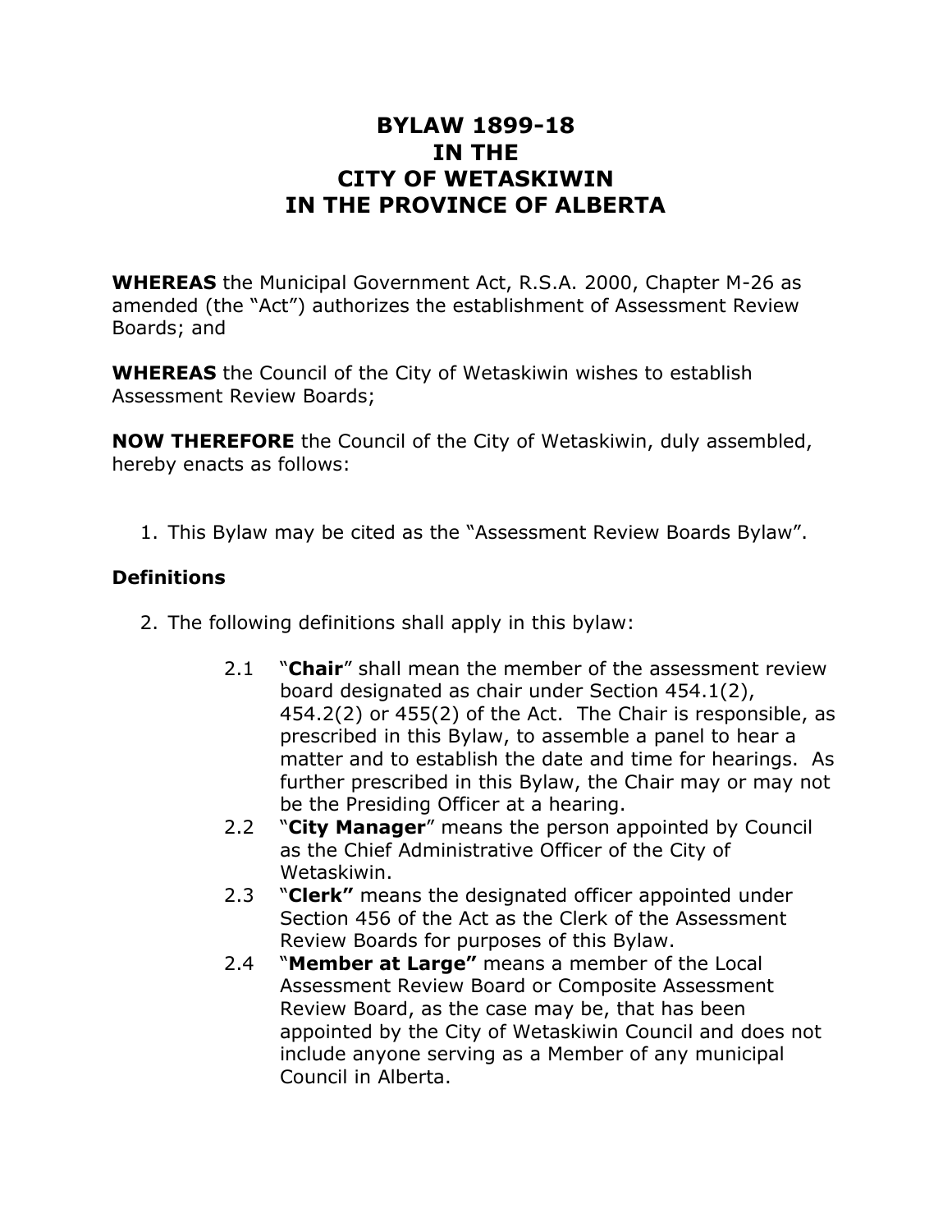# BYLAW 1899-18
# IN THE
# CITY OF WETASKIWIN
# IN THE PROVINCE OF ALBERTA

**WHEREAS** the Municipal Government Act, R.S.A. 2000, Chapter M-26 as amended (the "Act") authorizes the establishment of Assessment Review Boards; and

**WHEREAS** the Council of the City of Wetaskiwin wishes to establish Assessment Review Boards;

**NOW THEREFORE** the Council of the City of Wetaskiwin, duly assembled, hereby enacts as follows:

1. This Bylaw may be cited as the "Assessment Review Boards Bylaw".

**Definitions**

2. The following definitions shall apply in this bylaw:

   2.1 "**Chair**" shall mean the member of the assessment review board designated as chair under Section 454.1(2), 454.2(2) or 455(2) of the Act. The Chair is responsible, as prescribed in this Bylaw, to assemble a panel to hear a matter and to establish the date and time for hearings. As further prescribed in this Bylaw, the Chair may or may not be the Presiding Officer at a hearing.

   2.2 "**City Manager**" means the person appointed by Council as the Chief Administrative Officer of the City of Wetaskiwin.

   2.3 "**Clerk"** means the designated officer appointed under Section 456 of the Act as the Clerk of the Assessment Review Boards for purposes of this Bylaw.

   2.4 "**Member at Large"** means a member of the Local Assessment Review Board or Composite Assessment Review Board, as the case may be, that has been appointed by the City of Wetaskiwin Council and does not include anyone serving as a Member of any municipal Council in Alberta.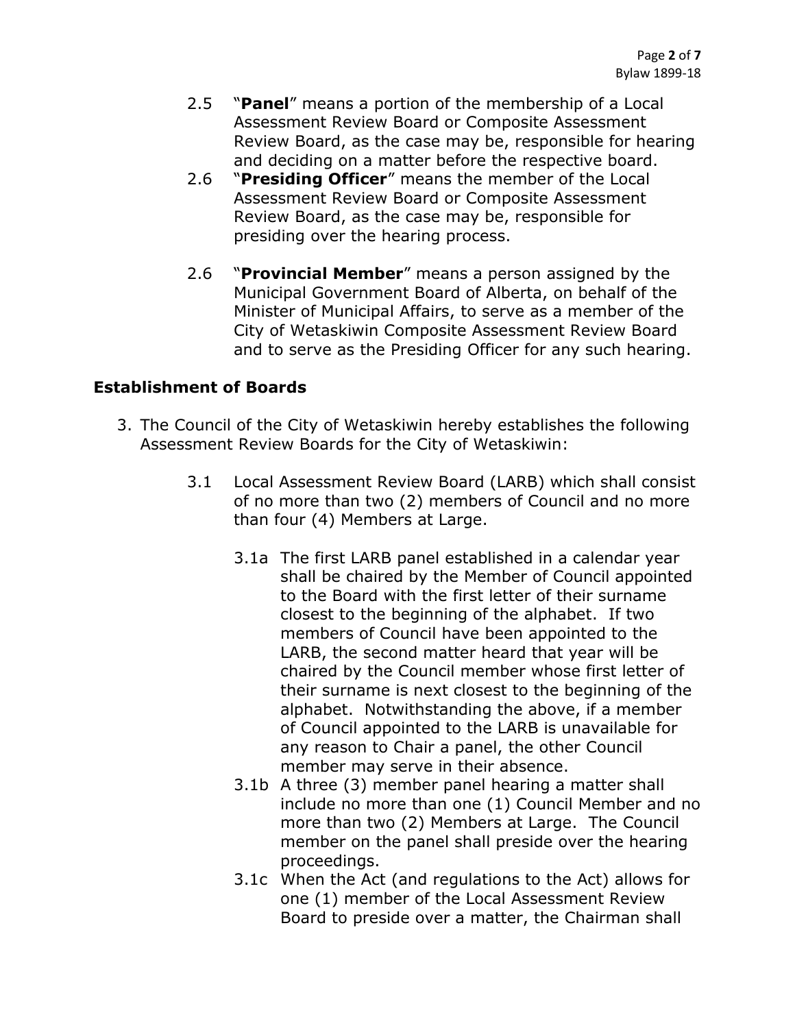2.5 "**Panel**" means a portion of the membership of a Local Assessment Review Board or Composite Assessment Review Board, as the case may be, responsible for hearing and deciding on a matter before the respective board.

2.6 "**Presiding Officer**" means the member of the Local Assessment Review Board or Composite Assessment Review Board, as the case may be, responsible for presiding over the hearing process.

2.6 "**Provincial Member**" means a person assigned by the Municipal Government Board of Alberta, on behalf of the Minister of Municipal Affairs, to serve as a member of the City of Wetaskiwin Composite Assessment Review Board and to serve as the Presiding Officer for any such hearing.

## Establishment of Boards

3. The Council of the City of Wetaskiwin hereby establishes the following Assessment Review Boards for the City of Wetaskiwin:

   3.1 Local Assessment Review Board (LARB) which shall consist of no more than two (2) members of Council and no more than four (4) Members at Large.

   3.1a The first LARB panel established in a calendar year shall be chaired by the Member of Council appointed to the Board with the first letter of their surname closest to the beginning of the alphabet. If two members of Council have been appointed to the LARB, the second matter heard that year will be chaired by the Council member whose first letter of their surname is next closest to the beginning of the alphabet. Notwithstanding the above, if a member of Council appointed to the LARB is unavailable for any reason to Chair a panel, the other Council member may serve in their absence.

   3.1b A three (3) member panel hearing a matter shall include no more than one (1) Council Member and no more than two (2) Members at Large. The Council member on the panel shall preside over the hearing proceedings.

   3.1c When the Act (and regulations to the Act) allows for one (1) member of the Local Assessment Review Board to preside over a matter, the Chairman shall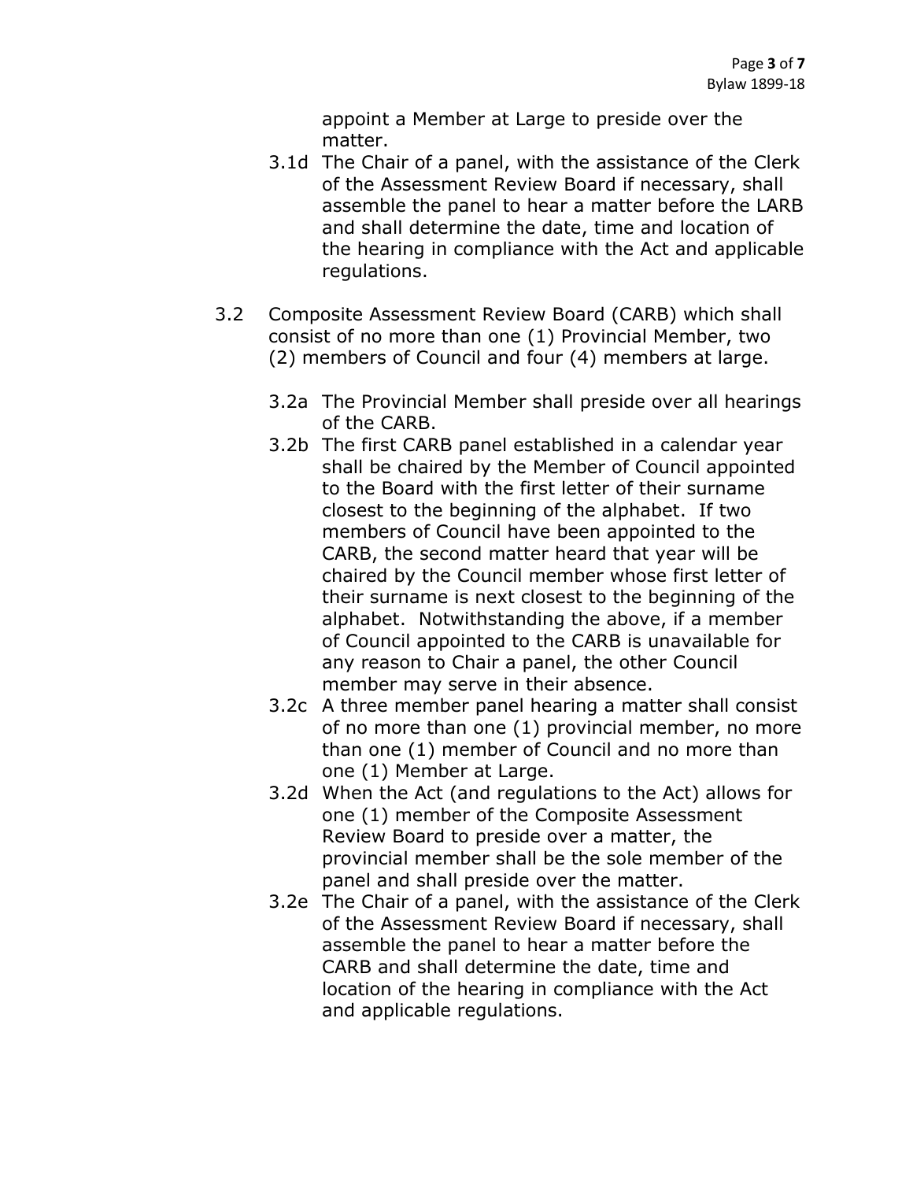appoint a Member at Large to preside over the matter.

- 3.1d The Chair of a panel, with the assistance of the Clerk of the Assessment Review Board if necessary, shall assemble the panel to hear a matter before the LARB and shall determine the date, time and location of the hearing in compliance with the Act and applicable regulations.

3.2 Composite Assessment Review Board (CARB) which shall consist of no more than one (1) Provincial Member, two (2) members of Council and four (4) members at large.

- 3.2a The Provincial Member shall preside over all hearings of the CARB.
- 3.2b The first CARB panel established in a calendar year shall be chaired by the Member of Council appointed to the Board with the first letter of their surname closest to the beginning of the alphabet. If two members of Council have been appointed to the CARB, the second matter heard that year will be chaired by the Council member whose first letter of their surname is next closest to the beginning of the alphabet. Notwithstanding the above, if a member of Council appointed to the CARB is unavailable for any reason to Chair a panel, the other Council member may serve in their absence.
- 3.2c A three member panel hearing a matter shall consist of no more than one (1) provincial member, no more than one (1) member of Council and no more than one (1) Member at Large.
- 3.2d When the Act (and regulations to the Act) allows for one (1) member of the Composite Assessment Review Board to preside over a matter, the provincial member shall be the sole member of the panel and shall preside over the matter.
- 3.2e The Chair of a panel, with the assistance of the Clerk of the Assessment Review Board if necessary, shall assemble the panel to hear a matter before the CARB and shall determine the date, time and location of the hearing in compliance with the Act and applicable regulations.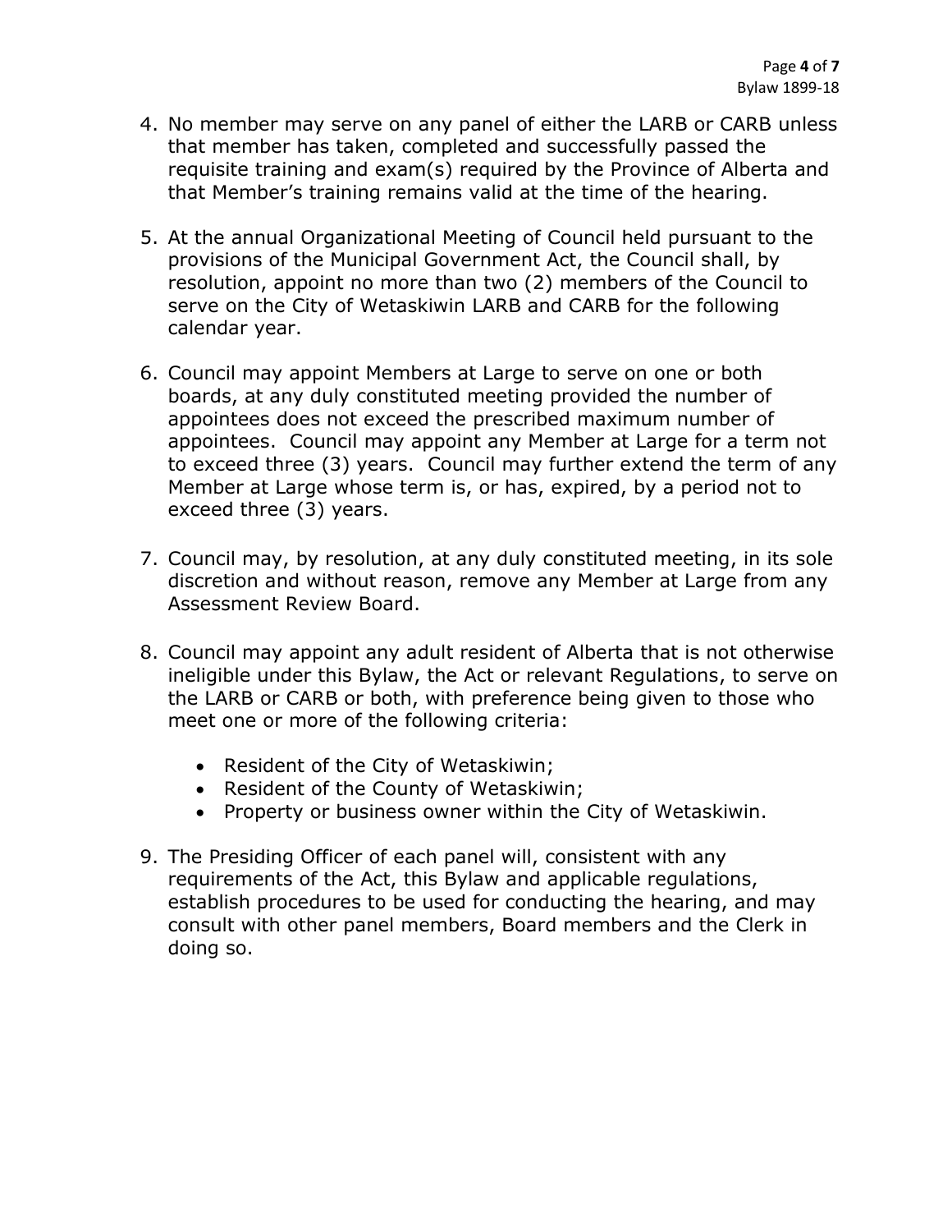4. No member may serve on any panel of either the LARB or CARB unless that member has taken, completed and successfully passed the requisite training and exam(s) required by the Province of Alberta and that Member's training remains valid at the time of the hearing.

5. At the annual Organizational Meeting of Council held pursuant to the provisions of the Municipal Government Act, the Council shall, by resolution, appoint no more than two (2) members of the Council to serve on the City of Wetaskiwin LARB and CARB for the following calendar year.

6. Council may appoint Members at Large to serve on one or both boards, at any duly constituted meeting provided the number of appointees does not exceed the prescribed maximum number of appointees. Council may appoint any Member at Large for a term not to exceed three (3) years. Council may further extend the term of any Member at Large whose term is, or has, expired, by a period not to exceed three (3) years.

7. Council may, by resolution, at any duly constituted meeting, in its sole discretion and without reason, remove any Member at Large from any Assessment Review Board.

8. Council may appoint any adult resident of Alberta that is not otherwise ineligible under this Bylaw, the Act or relevant Regulations, to serve on the LARB or CARB or both, with preference being given to those who meet one or more of the following criteria:

   - Resident of the City of Wetaskiwin;
   - Resident of the County of Wetaskiwin;
   - Property or business owner within the City of Wetaskiwin.

9. The Presiding Officer of each panel will, consistent with any requirements of the Act, this Bylaw and applicable regulations, establish procedures to be used for conducting the hearing, and may consult with other panel members, Board members and the Clerk in doing so.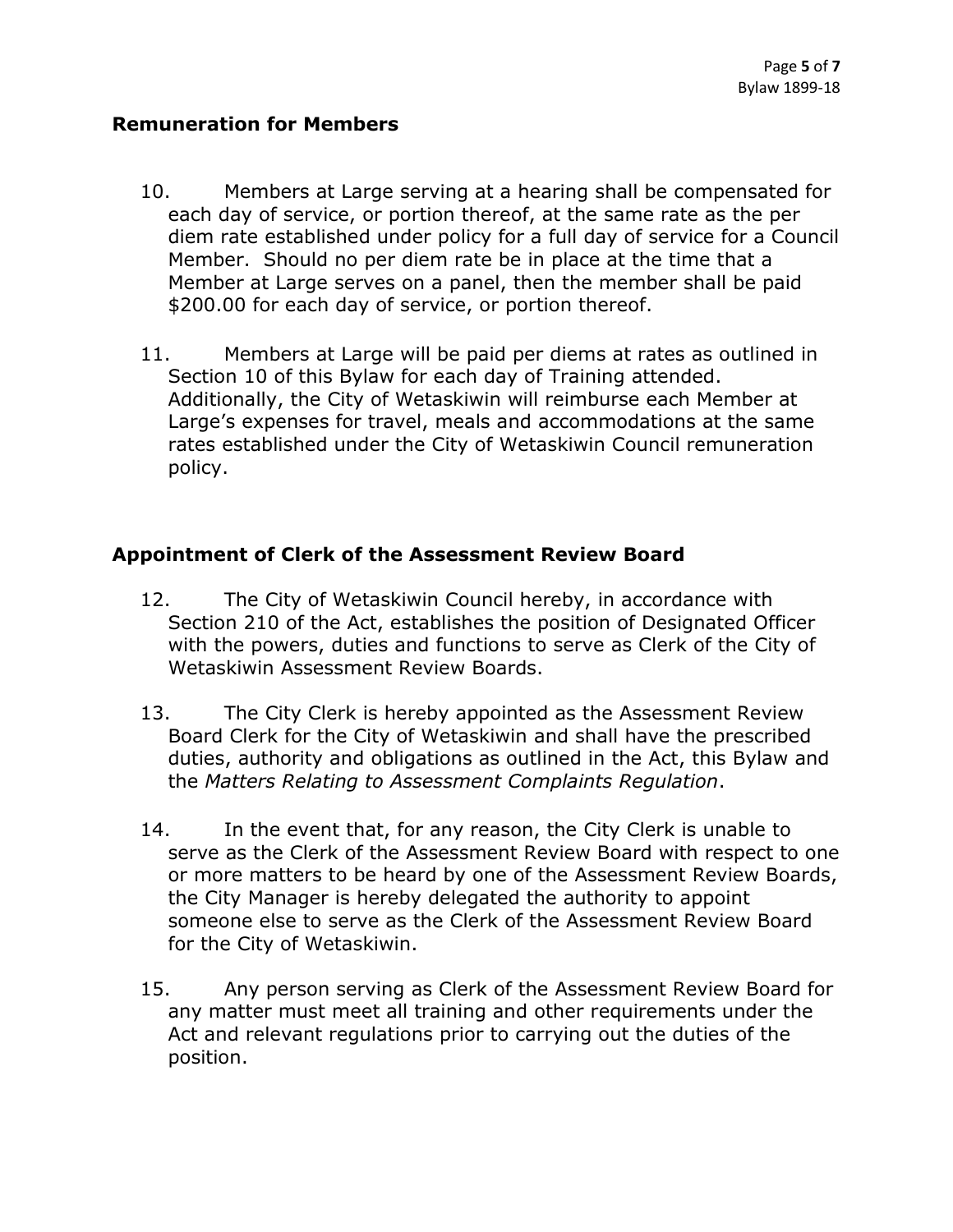## Remuneration for Members

10. Members at Large serving at a hearing shall be compensated for each day of service, or portion thereof, at the same rate as the per diem rate established under policy for a full day of service for a Council Member. Should no per diem rate be in place at the time that a Member at Large serves on a panel, then the member shall be paid $200.00 for each day of service, or portion thereof.

11. Members at Large will be paid per diems at rates as outlined in Section 10 of this Bylaw for each day of Training attended. Additionally, the City of Wetaskiwin will reimburse each Member at Large's expenses for travel, meals and accommodations at the same rates established under the City of Wetaskiwin Council remuneration policy.

## Appointment of Clerk of the Assessment Review Board

12. The City of Wetaskiwin Council hereby, in accordance with Section 210 of the Act, establishes the position of Designated Officer with the powers, duties and functions to serve as Clerk of the City of Wetaskiwin Assessment Review Boards.

13. The City Clerk is hereby appointed as the Assessment Review Board Clerk for the City of Wetaskiwin and shall have the prescribed duties, authority and obligations as outlined in the Act, this Bylaw and the *Matters Relating to Assessment Complaints Regulation*.

14. In the event that, for any reason, the City Clerk is unable to serve as the Clerk of the Assessment Review Board with respect to one or more matters to be heard by one of the Assessment Review Boards, the City Manager is hereby delegated the authority to appoint someone else to serve as the Clerk of the Assessment Review Board for the City of Wetaskiwin.

15. Any person serving as Clerk of the Assessment Review Board for any matter must meet all training and other requirements under the Act and relevant regulations prior to carrying out the duties of the position.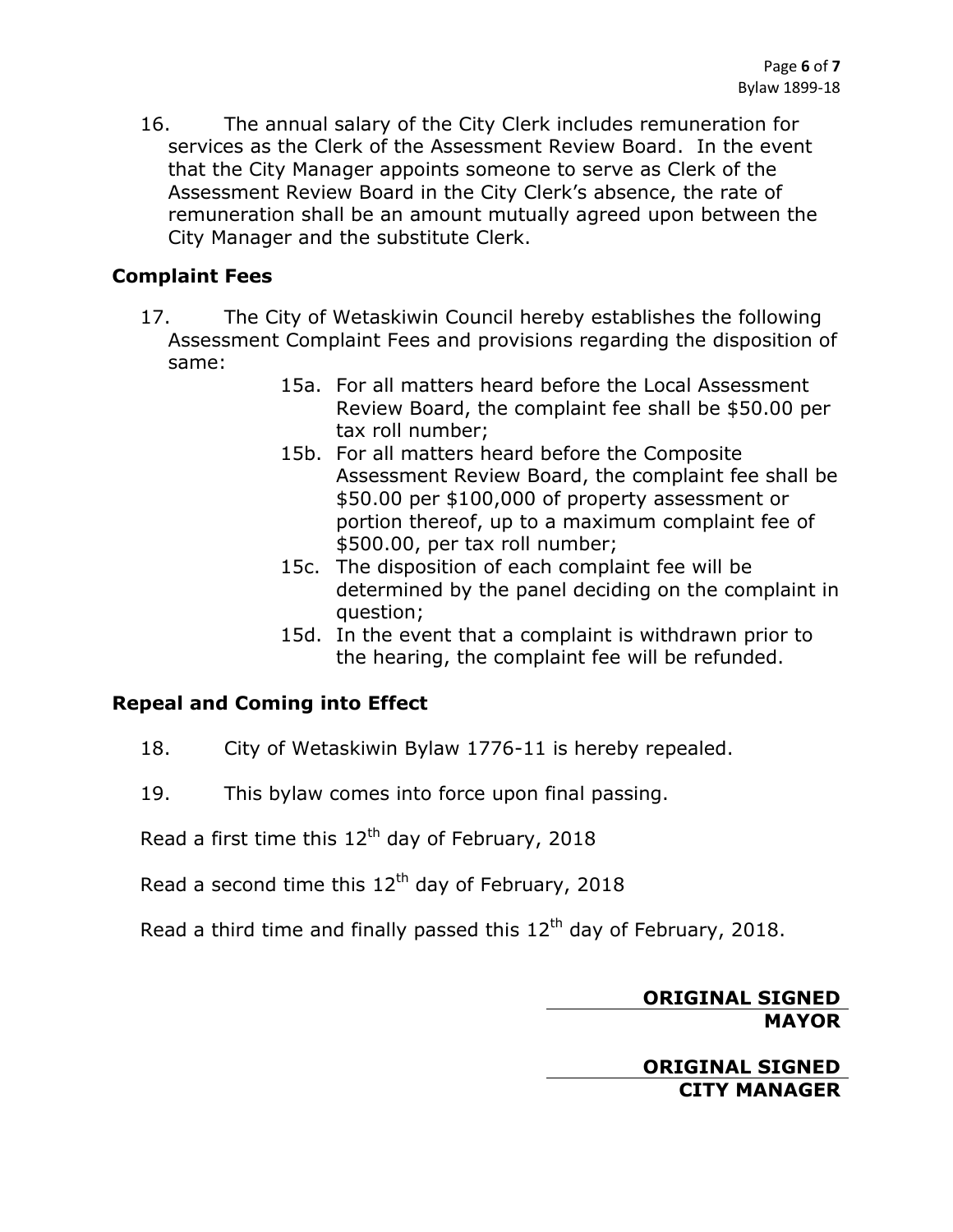16. The annual salary of the City Clerk includes remuneration for services as the Clerk of the Assessment Review Board. In the event that the City Manager appoints someone to serve as Clerk of the Assessment Review Board in the City Clerk's absence, the rate of remuneration shall be an amount mutually agreed upon between the City Manager and the substitute Clerk.

## Complaint Fees

17. The City of Wetaskiwin Council hereby establishes the following Assessment Complaint Fees and provisions regarding the disposition of same:

    15a. For all matters heard before the Local Assessment Review Board, the complaint fee shall be $50.00 per tax roll number;

    15b. For all matters heard before the Composite Assessment Review Board, the complaint fee shall be $50.00 per $100,000 of property assessment or portion thereof, up to a maximum complaint fee of $500.00, per tax roll number;

    15c. The disposition of each complaint fee will be determined by the panel deciding on the complaint in question;

    15d. In the event that a complaint is withdrawn prior to the hearing, the complaint fee will be refunded.

## Repeal and Coming into Effect

18. City of Wetaskiwin Bylaw 1776-11 is hereby repealed.

19. This bylaw comes into force upon final passing.

Read a first time this 12th day of February, 2018

Read a second time this 12th day of February, 2018

Read a third time and finally passed this 12th day of February, 2018.

**ORIGINAL SIGNED**
**MAYOR**

**ORIGINAL SIGNED**
**CITY MANAGER**